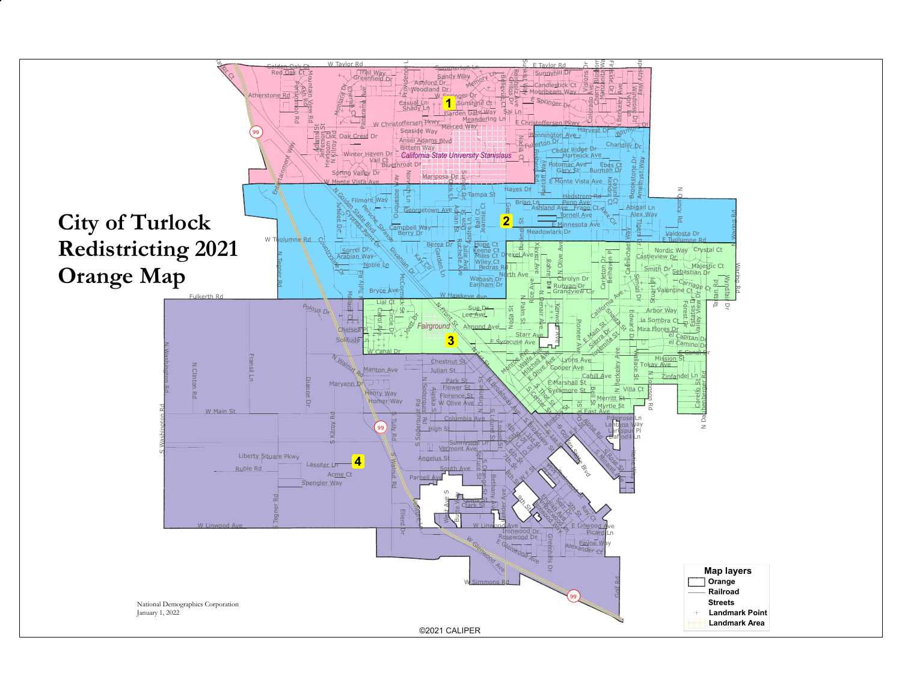# City of Turlock Redistricting 2021 Orange Map

1

2

3

4

Map layers

- Orange
- Railroad
- Streets
- Landmark Point
- Landmark Area

National Demographics Corporation
January 1, 2022

©2021 CALIPER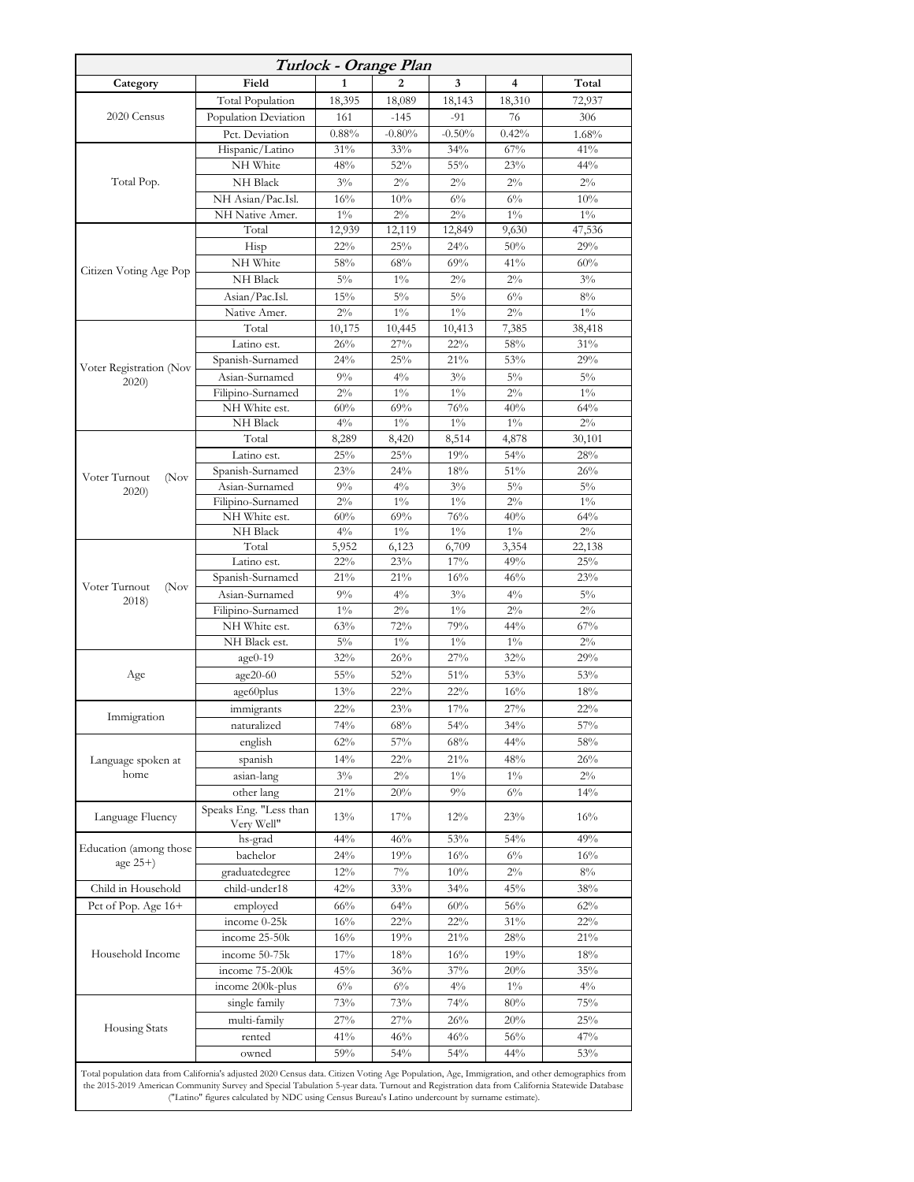| *Turlock - Orange Plan* | | | | | | |
|---|---|---|---|---|---|---|
| **Category** | **Field** | **1** | **2** | **3** | **4** | **Total** |
| 2020 Census | Total Population | 18,395 | 18,089 | 18,143 | 18,310 | 72,937 |
| | Population Deviation | 161 | -145 | -91 | 76 | 306 |
| | Pct. Deviation | 0.88% | -0.80% | -0.50% | 0.42% | 1.68% |
| Total Pop. | Hispanic/Latino | 31% | 33% | 34% | 67% | 41% |
| | NH White | 48% | 52% | 55% | 23% | 44% |
| | NH Black | 3% | 2% | 2% | 2% | 2% |
| | NH Asian/Pac.Isl. | 16% | 10% | 6% | 6% | 10% |
| | NH Native Amer. | 1% | 2% | 2% | 1% | 1% |
| Citizen Voting Age Pop | Total | 12,939 | 12,119 | 12,849 | 9,630 | 47,536 |
| | Hisp | 22% | 25% | 24% | 50% | 29% |
| | NH White | 58% | 68% | 69% | 41% | 60% |
| | NH Black | 5% | 1% | 2% | 2% | 3% |
| | Asian/Pac.Isl. | 15% | 5% | 5% | 6% | 8% |
| | Native Amer. | 2% | 1% | 1% | 2% | 1% |
| Voter Registration (Nov 2020) | Total | 10,175 | 10,445 | 10,413 | 7,385 | 38,418 |
| | Latino est. | 26% | 27% | 22% | 58% | 31% |
| | Spanish-Surnamed | 24% | 25% | 21% | 53% | 29% |
| | Asian-Surnamed | 9% | 4% | 3% | 5% | 5% |
| | Filipino-Surnamed | 2% | 1% | 1% | 2% | 1% |
| | NH White est. | 60% | 69% | 76% | 40% | 64% |
| | NH Black | 4% | 1% | 1% | 1% | 2% |
| Voter Turnout (Nov 2020) | Total | 8,289 | 8,420 | 8,514 | 4,878 | 30,101 |
| | Latino est. | 25% | 25% | 19% | 54% | 28% |
| | Spanish-Surnamed | 23% | 24% | 18% | 51% | 26% |
| | Asian-Surnamed | 9% | 4% | 3% | 5% | 5% |
| | Filipino-Surnamed | 2% | 1% | 1% | 2% | 1% |
| | NH White est. | 60% | 69% | 76% | 40% | 64% |
| | NH Black | 4% | 1% | 1% | 1% | 2% |
| Voter Turnout (Nov 2018) | Total | 5,952 | 6,123 | 6,709 | 3,354 | 22,138 |
| | Latino est. | 22% | 23% | 17% | 49% | 25% |
| | Spanish-Surnamed | 21% | 21% | 16% | 46% | 23% |
| | Asian-Surnamed | 9% | 4% | 3% | 4% | 5% |
| | Filipino-Surnamed | 1% | 2% | 1% | 2% | 2% |
| | NH White est. | 63% | 72% | 79% | 44% | 67% |
| | NH Black est. | 5% | 1% | 1% | 1% | 2% |
| Age | age0-19 | 32% | 26% | 27% | 32% | 29% |
| | age20-60 | 55% | 52% | 51% | 53% | 53% |
| | age60plus | 13% | 22% | 22% | 16% | 18% |
| Immigration | immigrants | 22% | 23% | 17% | 27% | 22% |
| | naturalized | 74% | 68% | 54% | 34% | 57% |
| Language spoken at home | english | 62% | 57% | 68% | 44% | 58% |
| | spanish | 14% | 22% | 21% | 48% | 26% |
| | asian-lang | 3% | 2% | 1% | 1% | 2% |
| | other lang | 21% | 20% | 9% | 6% | 14% |
| Language Fluency | Speaks Eng. "Less than Very Well" | 13% | 17% | 12% | 23% | 16% |
| Education (among those age 25+) | hs-grad | 44% | 46% | 53% | 54% | 49% |
| | bachelor | 24% | 19% | 16% | 6% | 16% |
| | graduatedegree | 12% | 7% | 10% | 2% | 8% |
| Child in Household | child-under18 | 42% | 33% | 34% | 45% | 38% |
| Pct of Pop. Age 16+ | employed | 66% | 64% | 60% | 56% | 62% |
| Household Income | income 0-25k | 16% | 22% | 22% | 31% | 22% |
| | income 25-50k | 16% | 19% | 21% | 28% | 21% |
| | income 50-75k | 17% | 18% | 16% | 19% | 18% |
| | income 75-200k | 45% | 36% | 37% | 20% | 35% |
| | income 200k-plus | 6% | 6% | 4% | 1% | 4% |
| Housing Stats | single family | 73% | 73% | 74% | 80% | 75% |
| | multi-family | 27% | 27% | 26% | 20% | 25% |
| | rented | 41% | 46% | 46% | 56% | 47% |
| | owned | 59% | 54% | 54% | 44% | 53% |

Total population data from California's adjusted 2020 Census data. Citizen Voting Age Population, Age, Immigration, and other demographics from the 2015-2019 American Community Survey and Special Tabulation 5-year data. Turnout and Registration data from California Statewide Database ("Latino" figures calculated by NDC using Census Bureau's Latino undercount by surname estimate).